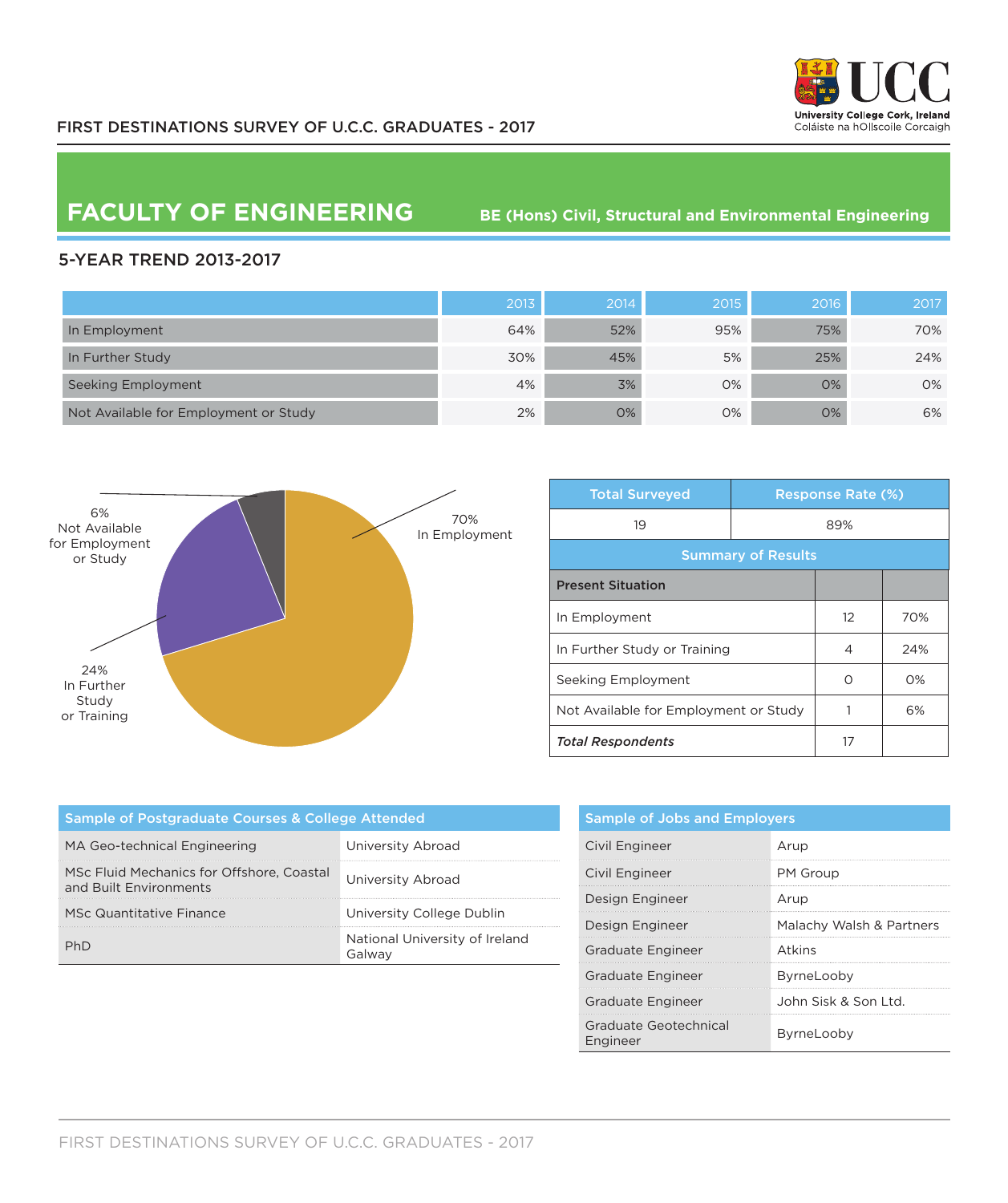FIRST DESTINATIONS SURVEY OF U.C.C. GRADUATES - 2017

University College Cork, Ireland
Coláiste na hOllscoile Corcaigh

# FACULTY OF ENGINEERING

**BE (Hons) Civil, Structural and Environmental Engineering**

## 5-YEAR TREND 2013-2017

| | 2013 | 2014 | 2015 | 2016 | 2017 |
|---|---|---|---|---|---|
| In Employment | 64% | 52% | 95% | 75% | 70% |
| In Further Study | 30% | 45% | 5% | 25% | 24% |
| Seeking Employment | 4% | 3% | 0% | 0% | 0% |
| Not Available for Employment or Study | 2% | 0% | 0% | 0% | 6% |

70% In Employment

24% In Further Study or Training

6% Not Available for Employment or Study

| Total Surveyed | Response Rate (%) |
|---|---|
| 19 | 89% |

**Summary of Results**

| Present Situation | | |
|---|---|---|
| In Employment | 12 | 70% |
| In Further Study or Training | 4 | 24% |
| Seeking Employment | 0 | 0% |
| Not Available for Employment or Study | 1 | 6% |
| ***Total Respondents*** | 17 | |

### Sample of Postgraduate Courses & College Attended

| Course | College |
|---|---|
| MA Geo-technical Engineering | University Abroad |
| MSc Fluid Mechanics for Offshore, Coastal and Built Environments | University Abroad |
| MSc Quantitative Finance | University College Dublin |
| PhD | National University of Ireland Galway |

### Sample of Jobs and Employers

| Job | Employer |
|---|---|
| Civil Engineer | Arup |
| Civil Engineer | PM Group |
| Design Engineer | Arup |
| Design Engineer | Malachy Walsh & Partners |
| Graduate Engineer | Atkins |
| Graduate Engineer | ByrneLooby |
| Graduate Engineer | John Sisk & Son Ltd. |
| Graduate Geotechnical Engineer | ByrneLooby |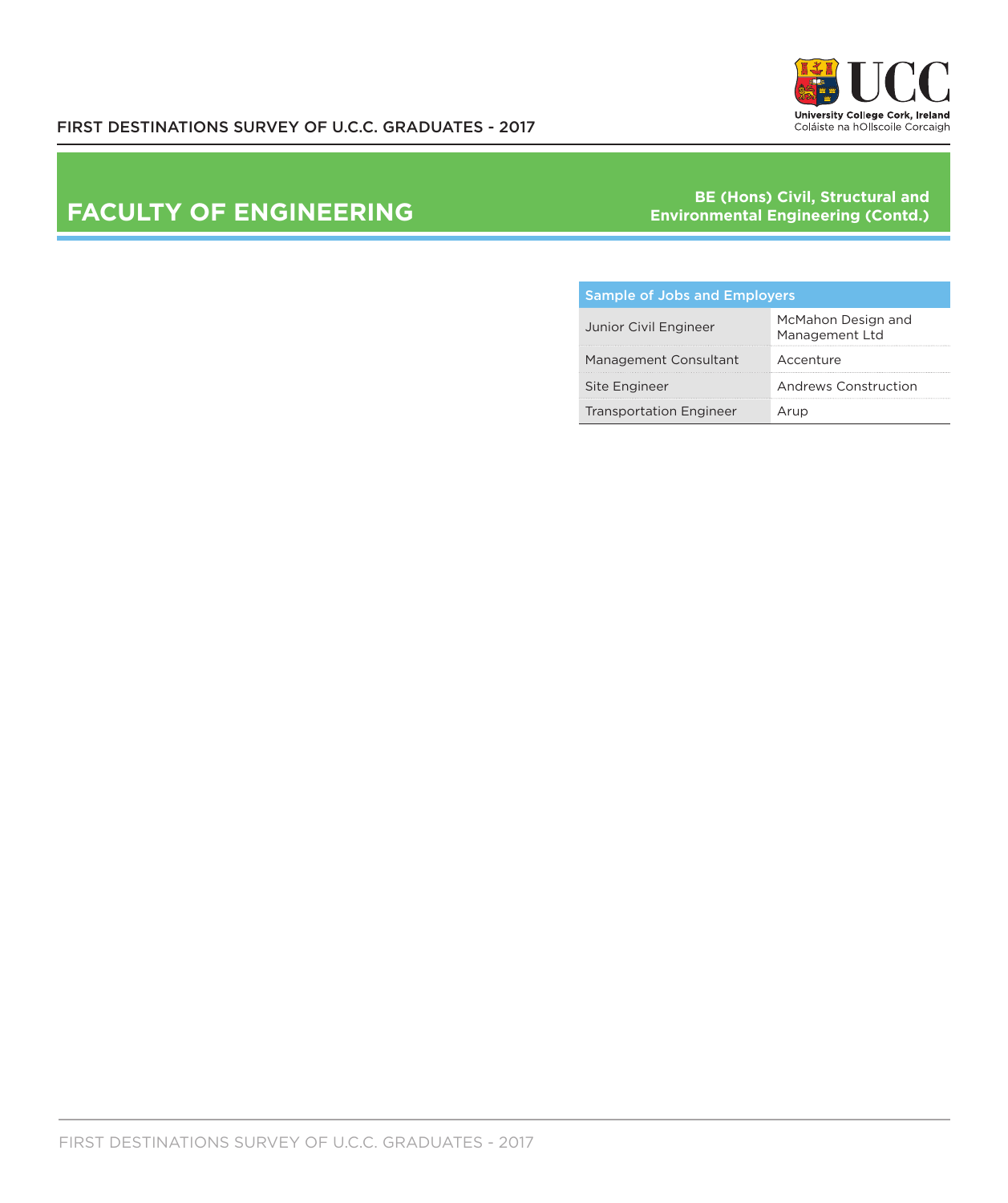# FACULTY OF ENGINEERING

## BE (Hons) Civil, Structural and Environmental Engineering (Contd.)

| Sample of Jobs and Employers | |
|---|---|
| Junior Civil Engineer | McMahon Design and Management Ltd |
| Management Consultant | Accenture |
| Site Engineer | Andrews Construction |
| Transportation Engineer | Arup |